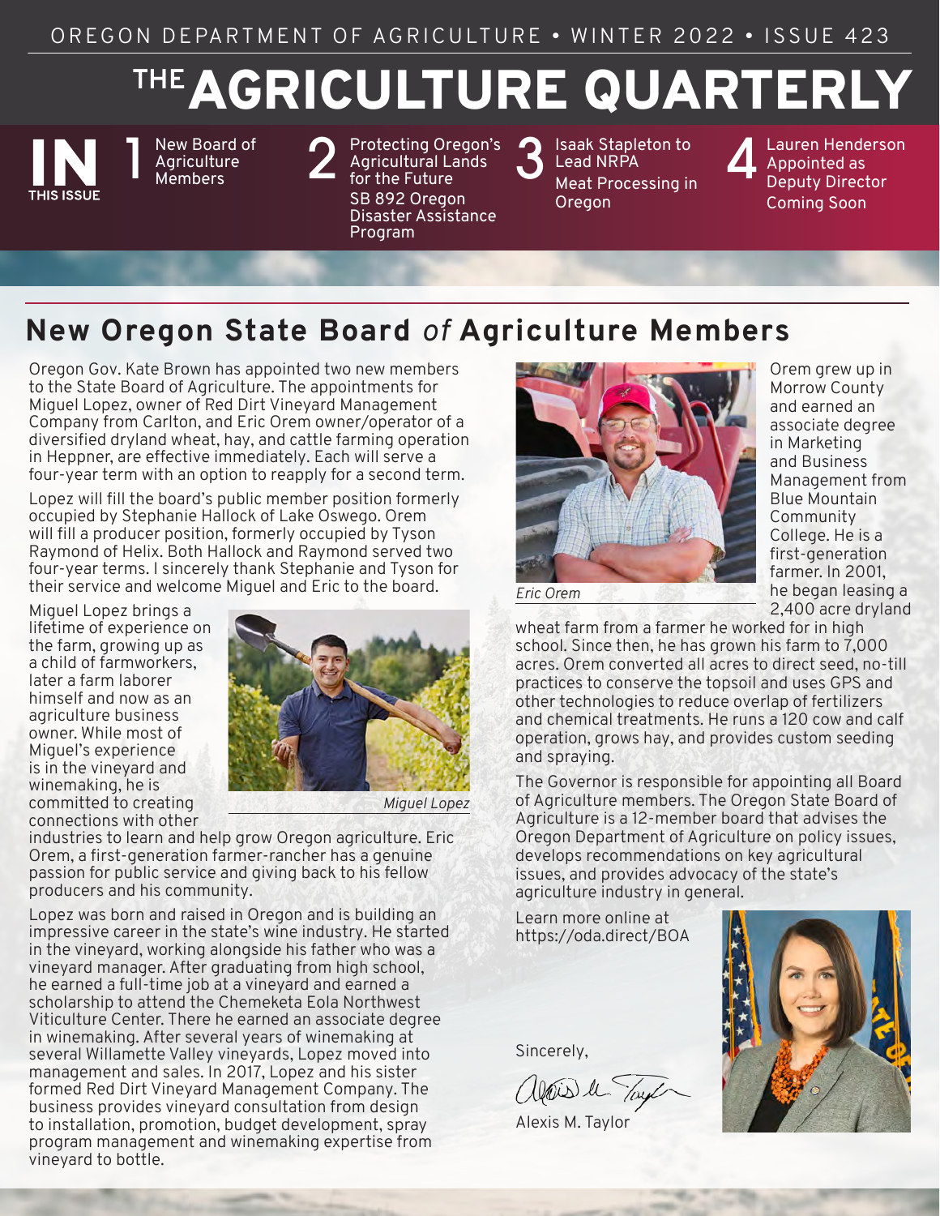OREGON DEPARTMENT OF AGRICULTURE • WINTER 2022 • ISSUE 423

# THE AGRICULTURE QUARTERLY

**IN THIS ISSUE**

1. New Board of Agriculture Members
2. Protecting Oregon's Agricultural Lands for the Future; SB 892 Oregon Disaster Assistance Program
3. Isaak Stapleton to Lead NRPA; Meat Processing in Oregon
4. Lauren Henderson Appointed as Deputy Director; Coming Soon

## New Oregon State Board *of* Agriculture Members

Oregon Gov. Kate Brown has appointed two new members to the State Board of Agriculture. The appointments for Miguel Lopez, owner of Red Dirt Vineyard Management Company from Carlton, and Eric Orem owner/operator of a diversified dryland wheat, hay, and cattle farming operation in Heppner, are effective immediately. Each will serve a four-year term with an option to reapply for a second term.

Lopez will fill the board's public member position formerly occupied by Stephanie Hallock of Lake Oswego. Orem will fill a producer position, formerly occupied by Tyson Raymond of Helix. Both Hallock and Raymond served two four-year terms. I sincerely thank Stephanie and Tyson for their service and welcome Miguel and Eric to the board.

Miguel Lopez brings a lifetime of experience on the farm, growing up as a child of farmworkers, later a farm laborer himself and now as an agriculture business owner. While most of Miguel's experience is in the vineyard and winemaking, he is committed to creating connections with other industries to learn and help grow Oregon agriculture. Eric Orem, a first-generation farmer-rancher has a genuine passion for public service and giving back to his fellow producers and his community.

*Miguel Lopez*

Lopez was born and raised in Oregon and is building an impressive career in the state's wine industry. He started in the vineyard, working alongside his father who was a vineyard manager. After graduating from high school, he earned a full-time job at a vineyard and earned a scholarship to attend the Chemeketa Eola Northwest Viticulture Center. There he earned an associate degree in winemaking. After several years of winemaking at several Willamette Valley vineyards, Lopez moved into management and sales. In 2017, Lopez and his sister formed Red Dirt Vineyard Management Company. The business provides vineyard consultation from design to installation, promotion, budget development, spray program management and winemaking expertise from vineyard to bottle.

*Eric Orem*

Orem grew up in Morrow County and earned an associate degree in Marketing and Business Management from Blue Mountain Community College. He is a first-generation farmer. In 2001, he began leasing a 2,400 acre dryland wheat farm from a farmer he worked for in high school. Since then, he has grown his farm to 7,000 acres. Orem converted all acres to direct seed, no-till practices to conserve the topsoil and uses GPS and other technologies to reduce overlap of fertilizers and chemical treatments. He runs a 120 cow and calf operation, grows hay, and provides custom seeding and spraying.

The Governor is responsible for appointing all Board of Agriculture members. The Oregon State Board of Agriculture is a 12-member board that advises the Oregon Department of Agriculture on policy issues, develops recommendations on key agricultural issues, and provides advocacy of the state's agriculture industry in general.

Learn more online at https://oda.direct/BOA

Sincerely,

Alexis M. Taylor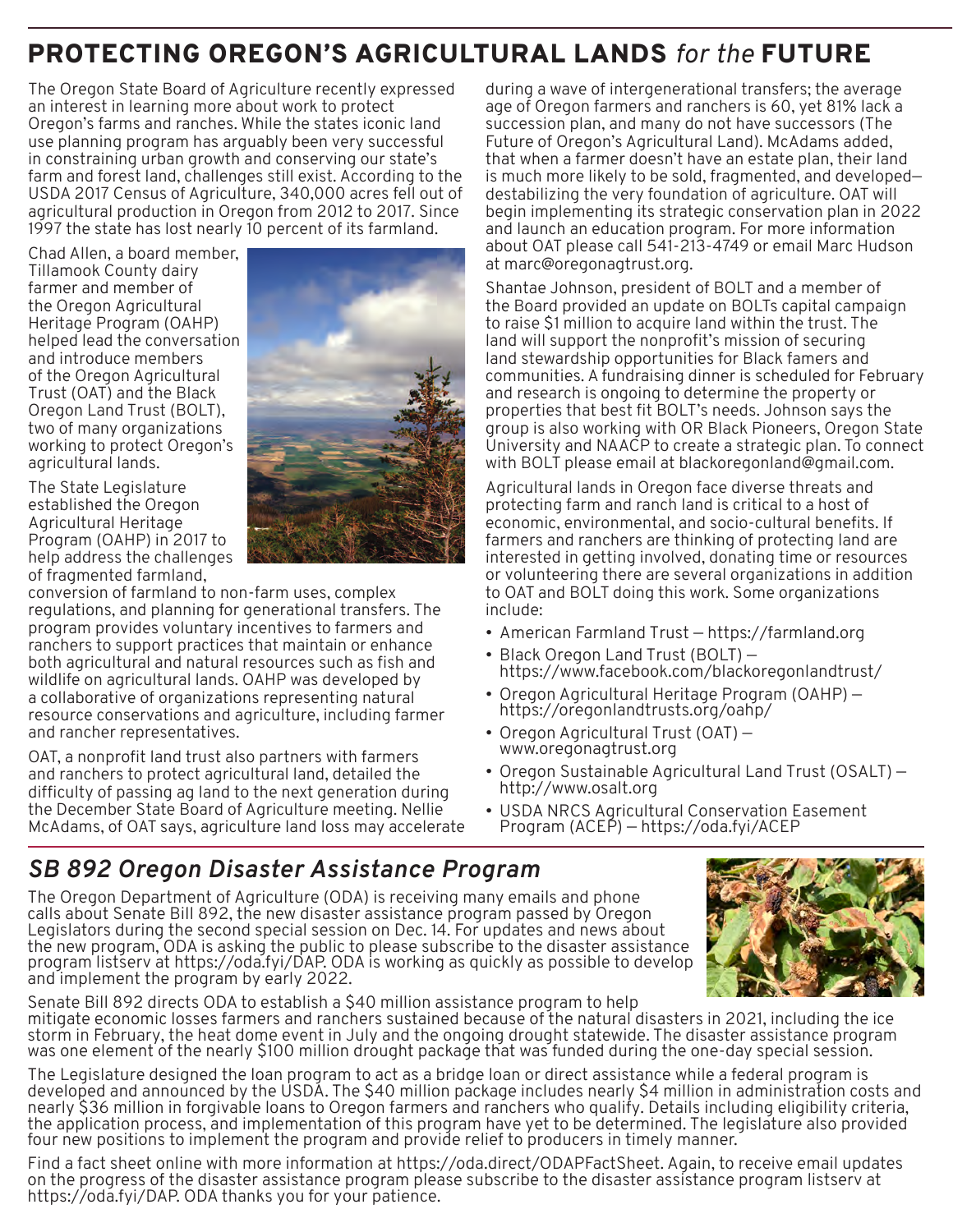# PROTECTING OREGON'S AGRICULTURAL LANDS *for the* FUTURE

The Oregon State Board of Agriculture recently expressed an interest in learning more about work to protect Oregon's farms and ranches. While the states iconic land use planning program has arguably been very successful in constraining urban growth and conserving our state's farm and forest land, challenges still exist. According to the USDA 2017 Census of Agriculture, 340,000 acres fell out of agricultural production in Oregon from 2012 to 2017. Since 1997 the state has lost nearly 10 percent of its farmland.

Chad Allen, a board member, Tillamook County dairy farmer and member of the Oregon Agricultural Heritage Program (OAHP) helped lead the conversation and introduce members of the Oregon Agricultural Trust (OAT) and the Black Oregon Land Trust (BOLT), two of many organizations working to protect Oregon's agricultural lands.

The State Legislature established the Oregon Agricultural Heritage Program (OAHP) in 2017 to help address the challenges of fragmented farmland, conversion of farmland to non-farm uses, complex regulations, and planning for generational transfers. The program provides voluntary incentives to farmers and ranchers to support practices that maintain or enhance both agricultural and natural resources such as fish and wildlife on agricultural lands. OAHP was developed by a collaborative of organizations representing natural resource conservations and agriculture, including farmer and rancher representatives.

OAT, a nonprofit land trust also partners with farmers and ranchers to protect agricultural land, detailed the difficulty of passing ag land to the next generation during the December State Board of Agriculture meeting. Nellie McAdams, of OAT says, agriculture land loss may accelerate during a wave of intergenerational transfers; the average age of Oregon farmers and ranchers is 60, yet 81% lack a succession plan, and many do not have successors (The Future of Oregon's Agricultural Land). McAdams added, that when a farmer doesn't have an estate plan, their land is much more likely to be sold, fragmented, and developed—destabilizing the very foundation of agriculture. OAT will begin implementing its strategic conservation plan in 2022 and launch an education program. For more information about OAT please call 541-213-4749 or email Marc Hudson at marc@oregonagtrust.org.

Shantae Johnson, president of BOLT and a member of the Board provided an update on BOLTs capital campaign to raise $1 million to acquire land within the trust. The land will support the nonprofit's mission of securing land stewardship opportunities for Black famers and communities. A fundraising dinner is scheduled for February and research is ongoing to determine the property or properties that best fit BOLT's needs. Johnson says the group is also working with OR Black Pioneers, Oregon State University and NAACP to create a strategic plan. To connect with BOLT please email at blackoregonland@gmail.com.

Agricultural lands in Oregon face diverse threats and protecting farm and ranch land is critical to a host of economic, environmental, and socio-cultural benefits. If farmers and ranchers are thinking of protecting land are interested in getting involved, donating time or resources or volunteering there are several organizations in addition to OAT and BOLT doing this work. Some organizations include:

- American Farmland Trust — https://farmland.org
- Black Oregon Land Trust (BOLT) — https://www.facebook.com/blackoregonlandtrust/
- Oregon Agricultural Heritage Program (OAHP) — https://oregonlandtrusts.org/oahp/
- Oregon Agricultural Trust (OAT) — www.oregonagtrust.org
- Oregon Sustainable Agricultural Land Trust (OSALT) — http://www.osalt.org
- USDA NRCS Agricultural Conservation Easement Program (ACEP) — https://oda.fyi/ACEP

## *SB 892 Oregon Disaster Assistance Program*

The Oregon Department of Agriculture (ODA) is receiving many emails and phone calls about Senate Bill 892, the new disaster assistance program passed by Oregon Legislators during the second special session on Dec. 14. For updates and news about the new program, ODA is asking the public to please subscribe to the disaster assistance program listserv at https://oda.fyi/DAP. ODA is working as quickly as possible to develop and implement the program by early 2022.

Senate Bill 892 directs ODA to establish a $40 million assistance program to help mitigate economic losses farmers and ranchers sustained because of the natural disasters in 2021, including the ice storm in February, the heat dome event in July and the ongoing drought statewide. The disaster assistance program was one element of the nearly $100 million drought package that was funded during the one-day special session.

The Legislature designed the loan program to act as a bridge loan or direct assistance while a federal program is developed and announced by the USDA. The $40 million package includes nearly $4 million in administration costs and nearly $36 million in forgivable loans to Oregon farmers and ranchers who qualify. Details including eligibility criteria, the application process, and implementation of this program have yet to be determined. The legislature also provided four new positions to implement the program and provide relief to producers in timely manner.

Find a fact sheet online with more information at https://oda.direct/ODAPFactSheet. Again, to receive email updates on the progress of the disaster assistance program please subscribe to the disaster assistance program listserv at https://oda.fyi/DAP. ODA thanks you for your patience.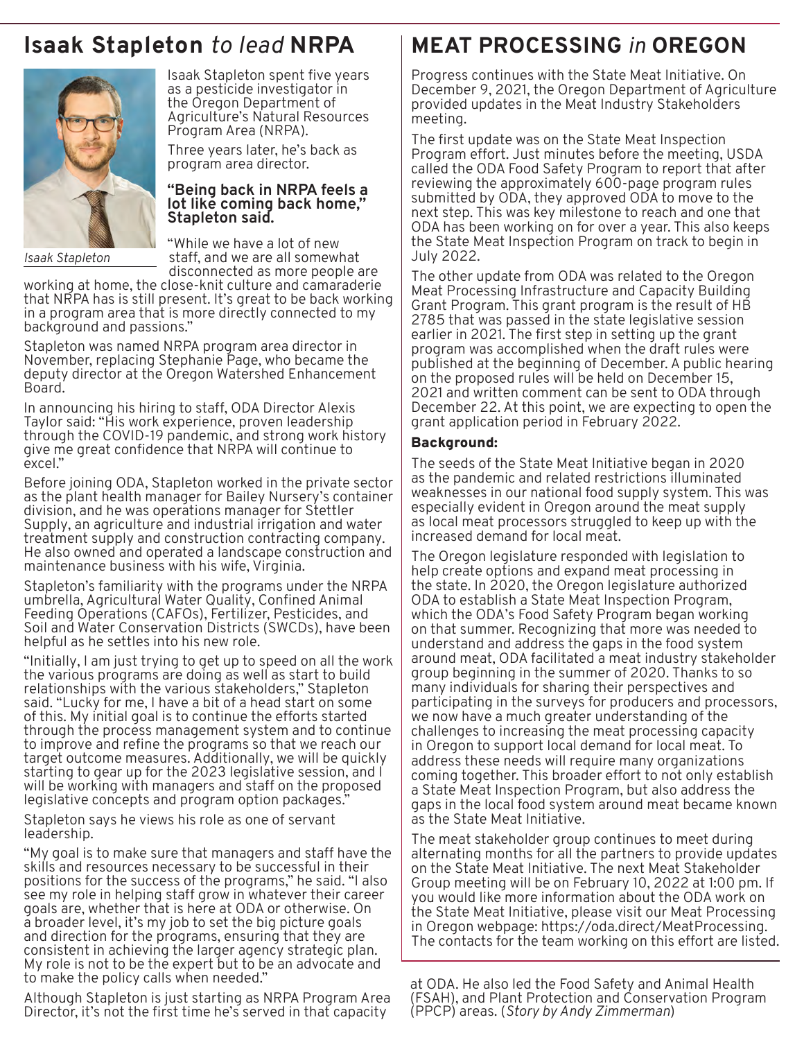## Isaak Stapleton *to lead* NRPA

Isaak Stapleton spent five years as a pesticide investigator in the Oregon Department of Agriculture's Natural Resources Program Area (NRPA).

Three years later, he's back as program area director.

**"Being back in NRPA feels a lot like coming back home," Stapleton said.**

*Isaak Stapleton*

"While we have a lot of new staff, and we are all somewhat disconnected as more people are working at home, the close-knit culture and camaraderie that NRPA has is still present. It's great to be back working in a program area that is more directly connected to my background and passions."

Stapleton was named NRPA program area director in November, replacing Stephanie Page, who became the deputy director at the Oregon Watershed Enhancement Board.

In announcing his hiring to staff, ODA Director Alexis Taylor said: "His work experience, proven leadership through the COVID-19 pandemic, and strong work history give me great confidence that NRPA will continue to excel."

Before joining ODA, Stapleton worked in the private sector as the plant health manager for Bailey Nursery's container division, and he was operations manager for Stettler Supply, an agriculture and industrial irrigation and water treatment supply and construction contracting company. He also owned and operated a landscape construction and maintenance business with his wife, Virginia.

Stapleton's familiarity with the programs under the NRPA umbrella, Agricultural Water Quality, Confined Animal Feeding Operations (CAFOs), Fertilizer, Pesticides, and Soil and Water Conservation Districts (SWCDs), have been helpful as he settles into his new role.

"Initially, I am just trying to get up to speed on all the work the various programs are doing as well as start to build relationships with the various stakeholders," Stapleton said. "Lucky for me, I have a bit of a head start on some of this. My initial goal is to continue the efforts started through the process management system and to continue to improve and refine the programs so that we reach our target outcome measures. Additionally, we will be quickly starting to gear up for the 2023 legislative session, and I will be working with managers and staff on the proposed legislative concepts and program option packages."

Stapleton says he views his role as one of servant leadership.

"My goal is to make sure that managers and staff have the skills and resources necessary to be successful in their positions for the success of the programs," he said. "I also see my role in helping staff grow in whatever their career goals are, whether that is here at ODA or otherwise. On a broader level, it's my job to set the big picture goals and direction for the programs, ensuring that they are consistent in achieving the larger agency strategic plan. My role is not to be the expert but to be an advocate and to make the policy calls when needed."

Although Stapleton is just starting as NRPA Program Area Director, it's not the first time he's served in that capacity at ODA. He also led the Food Safety and Animal Health (FSAH), and Plant Protection and Conservation Program (PPCP) areas. (*Story by Andy Zimmerman*)

## MEAT PROCESSING *in* OREGON

Progress continues with the State Meat Initiative. On December 9, 2021, the Oregon Department of Agriculture provided updates in the Meat Industry Stakeholders meeting.

The first update was on the State Meat Inspection Program effort. Just minutes before the meeting, USDA called the ODA Food Safety Program to report that after reviewing the approximately 600-page program rules submitted by ODA, they approved ODA to move to the next step. This was key milestone to reach and one that ODA has been working on for over a year. This also keeps the State Meat Inspection Program on track to begin in July 2022.

The other update from ODA was related to the Oregon Meat Processing Infrastructure and Capacity Building Grant Program. This grant program is the result of HB 2785 that was passed in the state legislative session earlier in 2021. The first step in setting up the grant program was accomplished when the draft rules were published at the beginning of December. A public hearing on the proposed rules will be held on December 15, 2021 and written comment can be sent to ODA through December 22. At this point, we are expecting to open the grant application period in February 2022.

**Background:**

The seeds of the State Meat Initiative began in 2020 as the pandemic and related restrictions illuminated weaknesses in our national food supply system. This was especially evident in Oregon around the meat supply as local meat processors struggled to keep up with the increased demand for local meat.

The Oregon legislature responded with legislation to help create options and expand meat processing in the state. In 2020, the Oregon legislature authorized ODA to establish a State Meat Inspection Program, which the ODA's Food Safety Program began working on that summer. Recognizing that more was needed to understand and address the gaps in the food system around meat, ODA facilitated a meat industry stakeholder group beginning in the summer of 2020. Thanks to so many individuals for sharing their perspectives and participating in the surveys for producers and processors, we now have a much greater understanding of the challenges to increasing the meat processing capacity in Oregon to support local demand for local meat. To address these needs will require many organizations coming together. This broader effort to not only establish a State Meat Inspection Program, but also address the gaps in the local food system around meat became known as the State Meat Initiative.

The meat stakeholder group continues to meet during alternating months for all the partners to provide updates on the State Meat Initiative. The next Meat Stakeholder Group meeting will be on February 10, 2022 at 1:00 pm. If you would like more information about the ODA work on the State Meat Initiative, please visit our Meat Processing in Oregon webpage: https://oda.direct/MeatProcessing. The contacts for the team working on this effort are listed.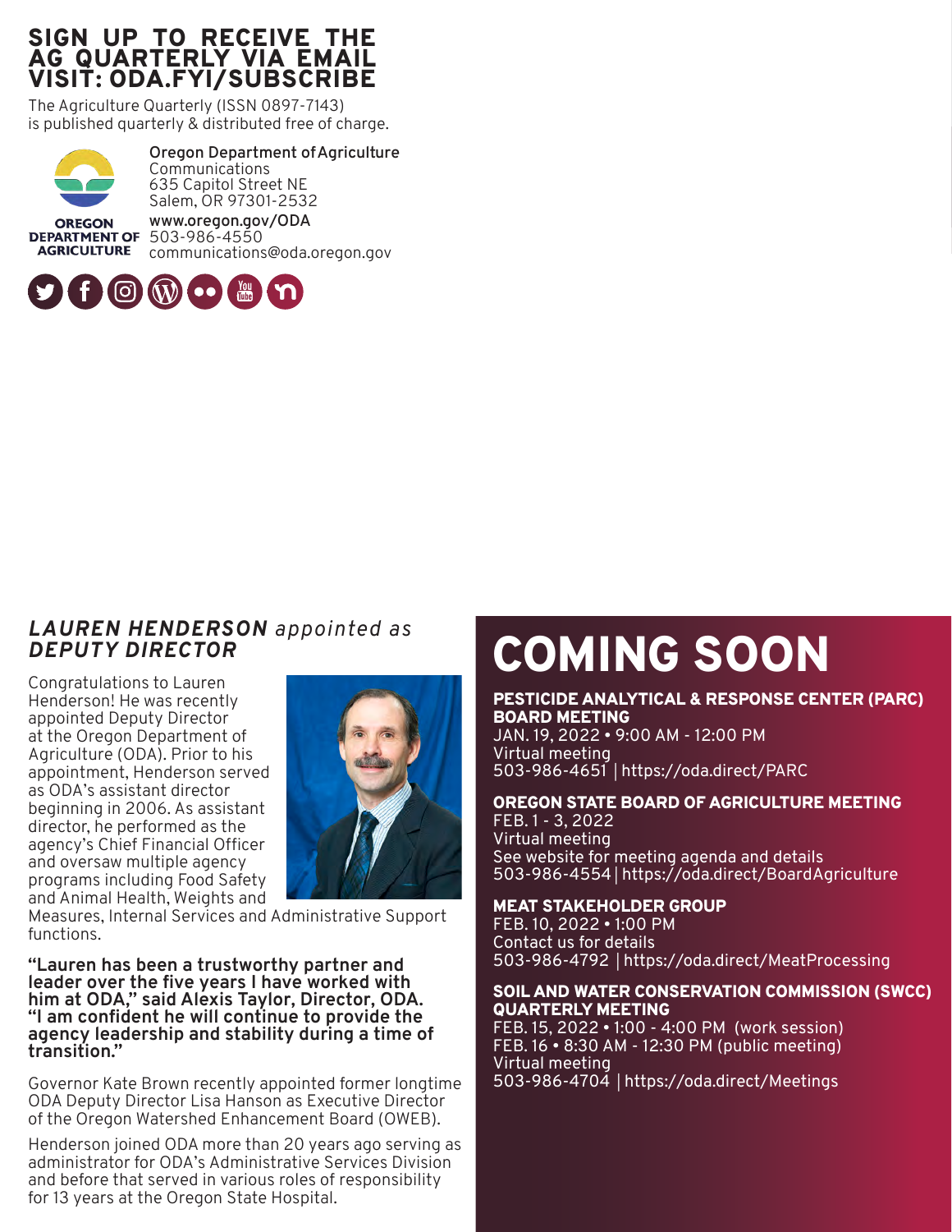## SIGN UP TO RECEIVE THE AG QUARTERLY VIA EMAIL VISIT: ODA.FYI/SUBSCRIBE

The Agriculture Quarterly (ISSN 0897-7143) is published quarterly & distributed free of charge.

OREGON DEPARTMENT OF AGRICULTURE

**Oregon Department of Agriculture**
Communications
635 Capitol Street NE
Salem, OR 97301-2532
**www.oregon.gov/ODA**
503-986-4550
communications@oda.oregon.gov

## *LAUREN HENDERSON appointed as DEPUTY DIRECTOR*

Congratulations to Lauren Henderson! He was recently appointed Deputy Director at the Oregon Department of Agriculture (ODA). Prior to his appointment, Henderson served as ODA's assistant director beginning in 2006. As assistant director, he performed as the agency's Chief Financial Officer and oversaw multiple agency programs including Food Safety and Animal Health, Weights and Measures, Internal Services and Administrative Support functions.

**"Lauren has been a trustworthy partner and leader over the five years I have worked with him at ODA," said Alexis Taylor, Director, ODA. "I am confident he will continue to provide the agency leadership and stability during a time of transition."**

Governor Kate Brown recently appointed former longtime ODA Deputy Director Lisa Hanson as Executive Director of the Oregon Watershed Enhancement Board (OWEB).

Henderson joined ODA more than 20 years ago serving as administrator for ODA's Administrative Services Division and before that served in various roles of responsibility for 13 years at the Oregon State Hospital.

# COMING SOON

**PESTICIDE ANALYTICAL & RESPONSE CENTER (PARC) BOARD MEETING**
JAN. 19, 2022 • 9:00 AM - 12:00 PM
Virtual meeting
503-986-4651 | https://oda.direct/PARC

**OREGON STATE BOARD OF AGRICULTURE MEETING**
FEB. 1 - 3, 2022
Virtual meeting
See website for meeting agenda and details
503-986-4554 | https://oda.direct/BoardAgriculture

**MEAT STAKEHOLDER GROUP**
FEB. 10, 2022 • 1:00 PM
Contact us for details
503-986-4792 | https://oda.direct/MeatProcessing

**SOIL AND WATER CONSERVATION COMMISSION (SWCC) QUARTERLY MEETING**
FEB. 15, 2022 • 1:00 - 4:00 PM (work session)
FEB. 16 • 8:30 AM - 12:30 PM (public meeting)
Virtual meeting
503-986-4704 | https://oda.direct/Meetings